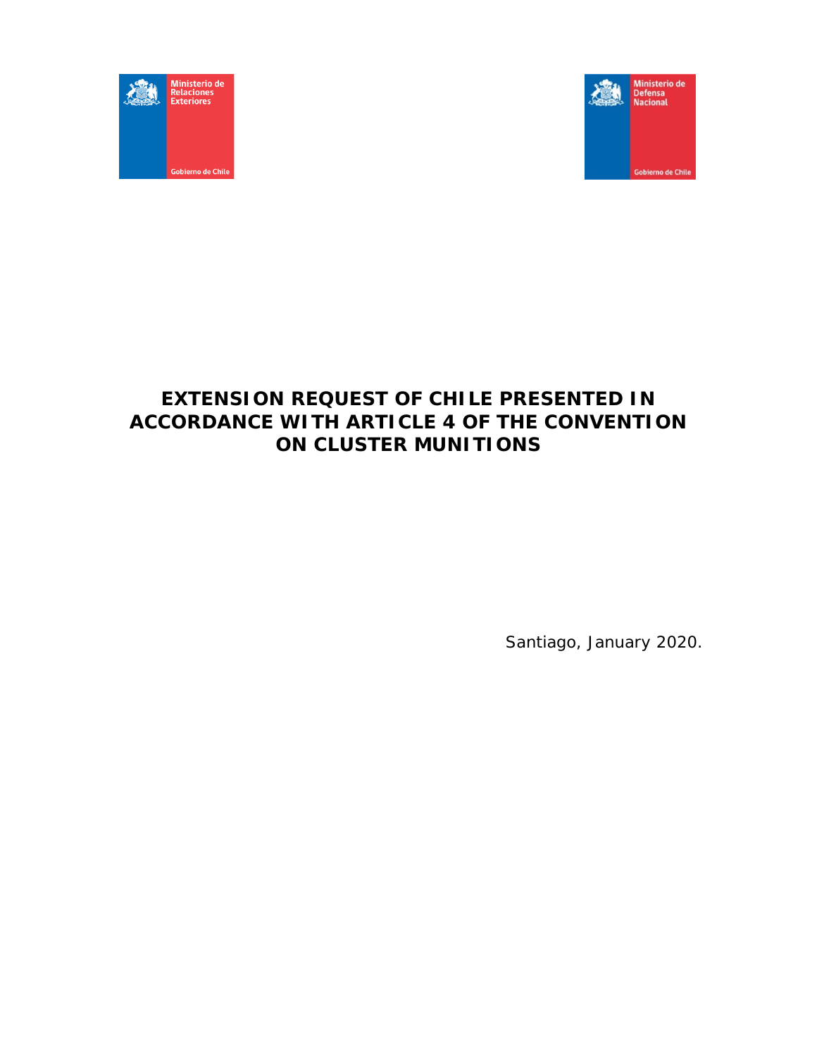Ministerio de Relaciones Exteriores
Gobierno de Chile

Ministerio de Defensa Nacional
Gobierno de Chile

# EXTENSION REQUEST OF CHILE PRESENTED IN ACCORDANCE WITH ARTICLE 4 OF THE CONVENTION ON CLUSTER MUNITIONS

Santiago, January 2020.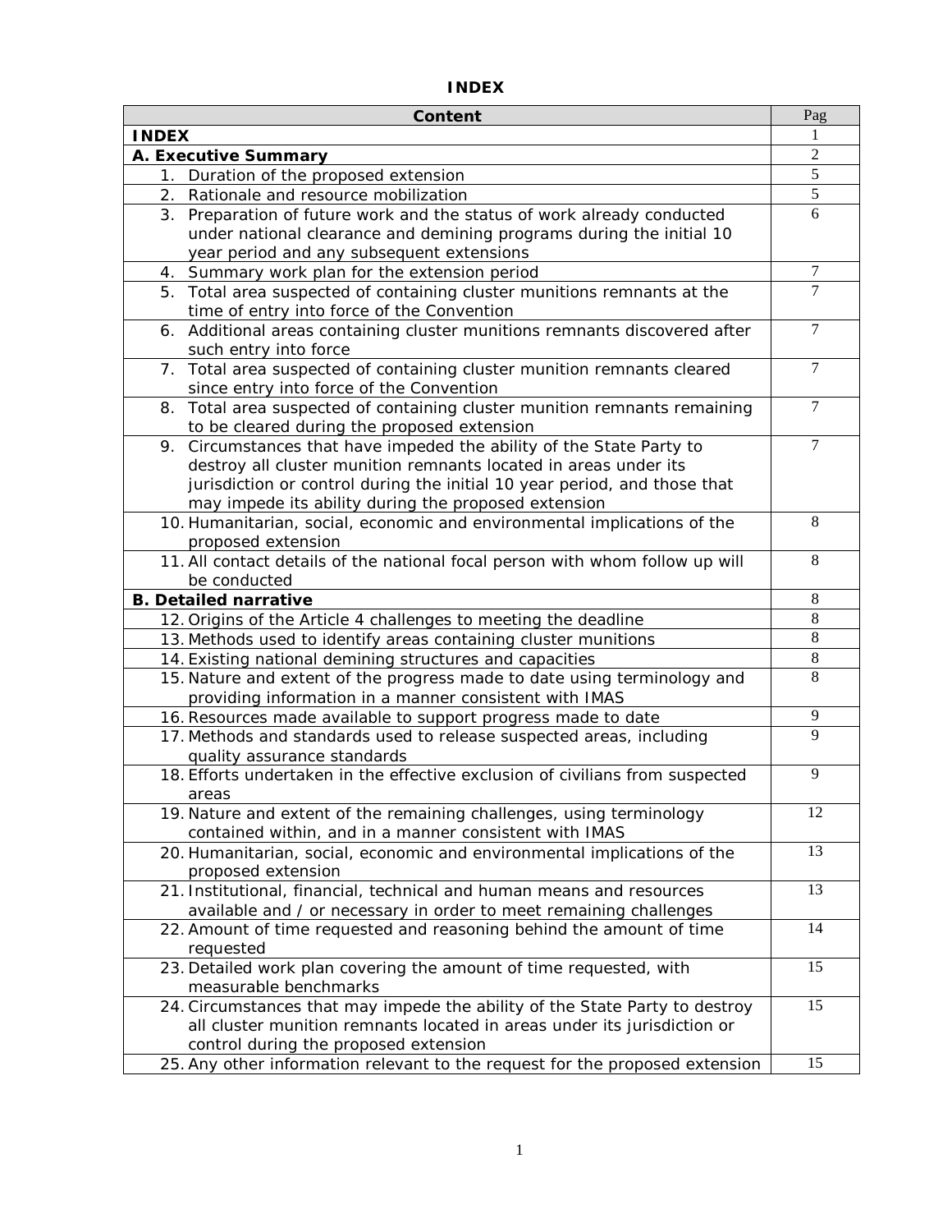# INDEX

| Content | Pag |
|---|---|
| **INDEX** | 1 |
| **A. Executive Summary** | 2 |
| 1. Duration of the proposed extension | 5 |
| 2. Rationale and resource mobilization | 5 |
| 3. Preparation of future work and the status of work already conducted under national clearance and demining programs during the initial 10 year period and any subsequent extensions | 6 |
| 4. Summary work plan for the extension period | 7 |
| 5. Total area suspected of containing cluster munitions remnants at the time of entry into force of the Convention | 7 |
| 6. Additional areas containing cluster munitions remnants discovered after such entry into force | 7 |
| 7. Total area suspected of containing cluster munition remnants cleared since entry into force of the Convention | 7 |
| 8. Total area suspected of containing cluster munition remnants remaining to be cleared during the proposed extension | 7 |
| 9. Circumstances that have impeded the ability of the State Party to destroy all cluster munition remnants located in areas under its jurisdiction or control during the initial 10 year period, and those that may impede its ability during the proposed extension | 7 |
| 10. Humanitarian, social, economic and environmental implications of the proposed extension | 8 |
| 11. All contact details of the national focal person with whom follow up will be conducted | 8 |
| **B. Detailed narrative** | 8 |
| 12. Origins of the Article 4 challenges to meeting the deadline | 8 |
| 13. Methods used to identify areas containing cluster munitions | 8 |
| 14. Existing national demining structures and capacities | 8 |
| 15. Nature and extent of the progress made to date using terminology and providing information in a manner consistent with IMAS | 8 |
| 16. Resources made available to support progress made to date | 9 |
| 17. Methods and standards used to release suspected areas, including quality assurance standards | 9 |
| 18. Efforts undertaken in the effective exclusion of civilians from suspected areas | 9 |
| 19. Nature and extent of the remaining challenges, using terminology contained within, and in a manner consistent with IMAS | 12 |
| 20. Humanitarian, social, economic and environmental implications of the proposed extension | 13 |
| 21. Institutional, financial, technical and human means and resources available and / or necessary in order to meet remaining challenges | 13 |
| 22. Amount of time requested and reasoning behind the amount of time requested | 14 |
| 23. Detailed work plan covering the amount of time requested, with measurable benchmarks | 15 |
| 24. Circumstances that may impede the ability of the State Party to destroy all cluster munition remnants located in areas under its jurisdiction or control during the proposed extension | 15 |
| 25. Any other information relevant to the request for the proposed extension | 15 |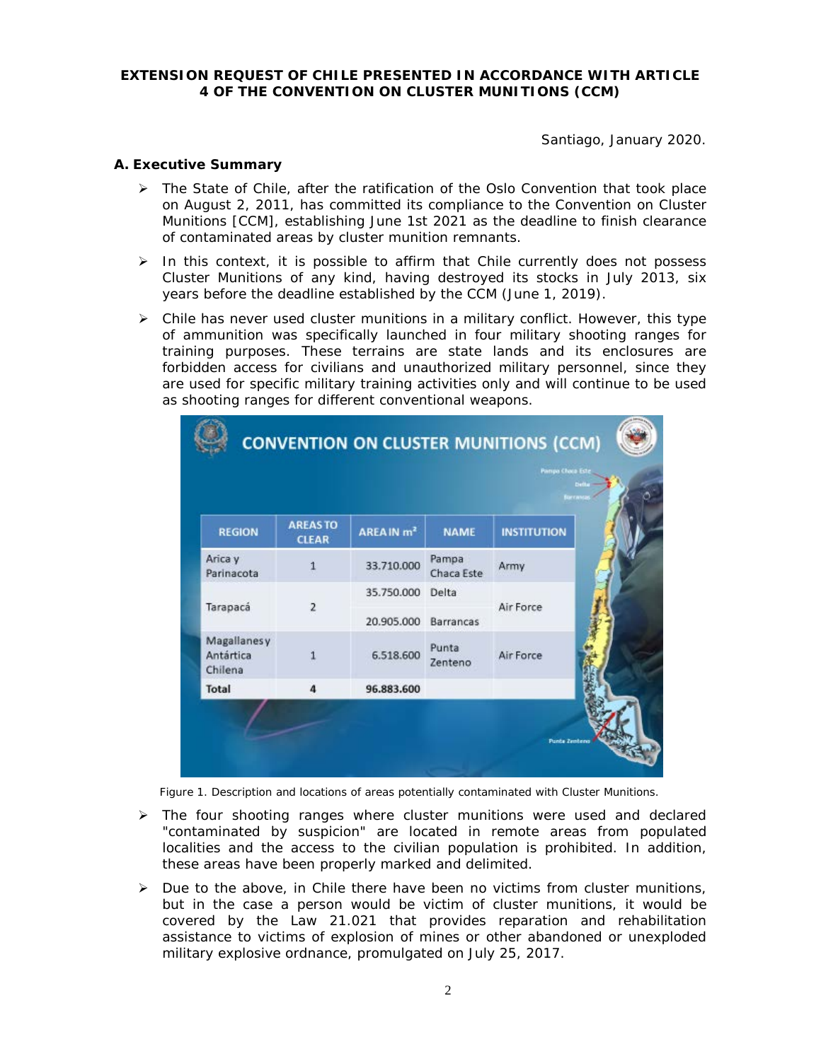**EXTENSION REQUEST OF CHILE PRESENTED IN ACCORDANCE WITH ARTICLE 4 OF THE CONVENTION ON CLUSTER MUNITIONS (CCM)**

Santiago, January 2020.

## A. Executive Summary

- The State of Chile, after the ratification of the Oslo Convention that took place on August 2, 2011, has committed its compliance to the Convention on Cluster Munitions [CCM], establishing June 1st 2021 as the deadline to finish clearance of contaminated areas by cluster munition remnants.
- In this context, it is possible to affirm that Chile currently does not possess Cluster Munitions of any kind, having destroyed its stocks in July 2013, six years before the deadline established by the CCM (June 1, 2019).
- Chile has never used cluster munitions in a military conflict. However, this type of ammunition was specifically launched in four military shooting ranges for training purposes. These terrains are state lands and its enclosures are forbidden access for civilians and unauthorized military personnel, since they are used for specific military training activities only and will continue to be used as shooting ranges for different conventional weapons.

**CONVENTION ON CLUSTER MUNITIONS (CCM)**

| REGION | AREAS TO CLEAR | AREA IN m² | NAME | INSTITUTION |
|---|---|---|---|---|
| Arica y Parinacota | 1 | 33.710.000 | Pampa Chaca Este | Army |
| Tarapacá | 2 | 35.750.000 | Delta | Air Force |
| | | 20.905.000 | Barrancas | |
| Magallanes y Antártica Chilena | 1 | 6.518.600 | Punta Zenteno | Air Force |
| Total | 4 | 96.883.600 | | |

Figure 1. Description and locations of areas potentially contaminated with Cluster Munitions.

- The four shooting ranges where cluster munitions were used and declared "contaminated by suspicion" are located in remote areas from populated localities and the access to the civilian population is prohibited. In addition, these areas have been properly marked and delimited.
- Due to the above, in Chile there have been no victims from cluster munitions, but in the case a person would be victim of cluster munitions, it would be covered by the Law 21.021 that provides reparation and rehabilitation assistance to victims of explosion of mines or other abandoned or unexploded military explosive ordnance, promulgated on July 25, 2017.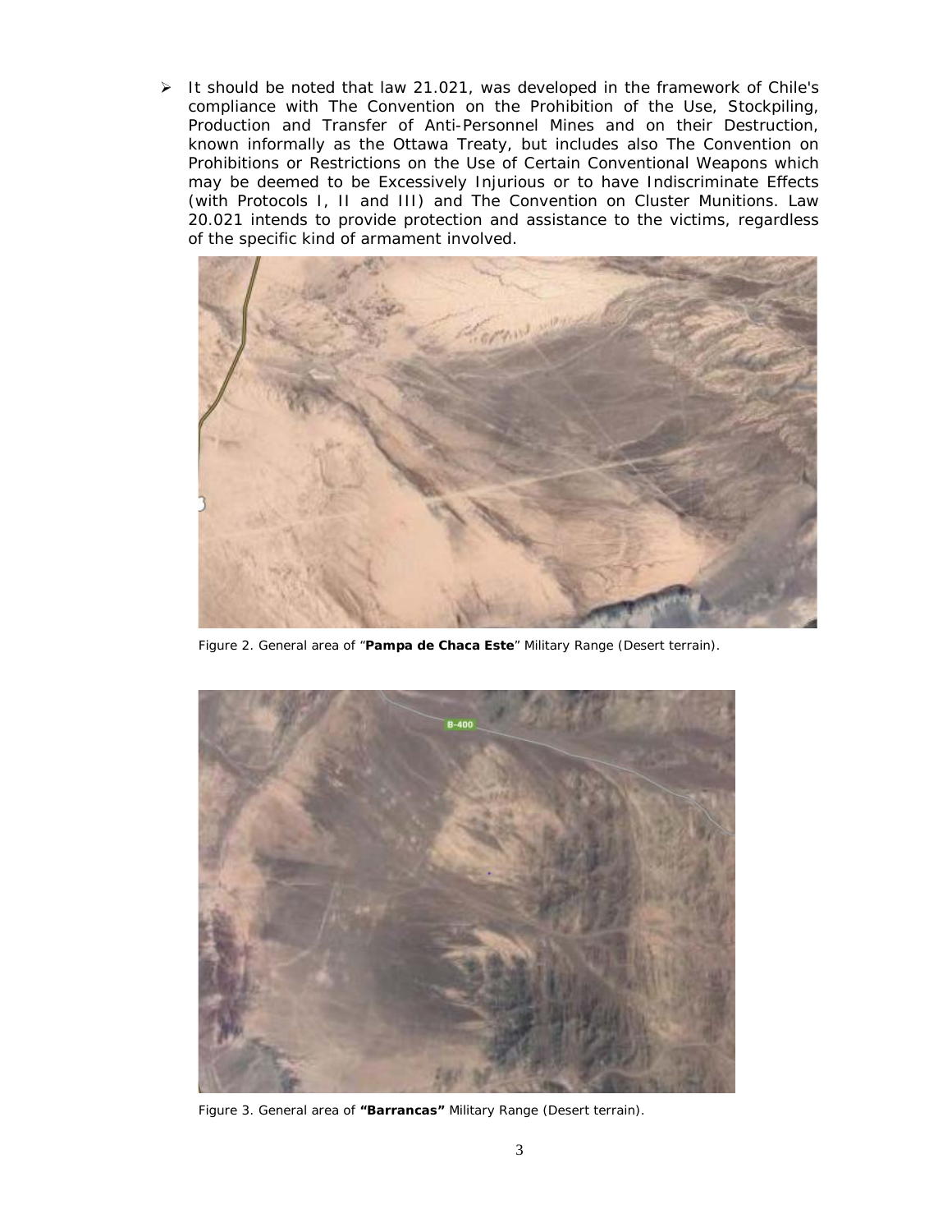- It should be noted that law 21.021, was developed in the framework of Chile's compliance with The Convention on the Prohibition of the Use, Stockpiling, Production and Transfer of Anti-Personnel Mines and on their Destruction, known informally as the Ottawa Treaty, but includes also The Convention on Prohibitions or Restrictions on the Use of Certain Conventional Weapons which may be deemed to be Excessively Injurious or to have Indiscriminate Effects (with Protocols I, II and III) and The Convention on Cluster Munitions. Law 20.021 intends to provide protection and assistance to the victims, regardless of the specific kind of armament involved.

Figure 2. General area of "**Pampa de Chaca Este**" Military Range (Desert terrain).

Figure 3. General area of **"Barrancas"** Military Range (Desert terrain).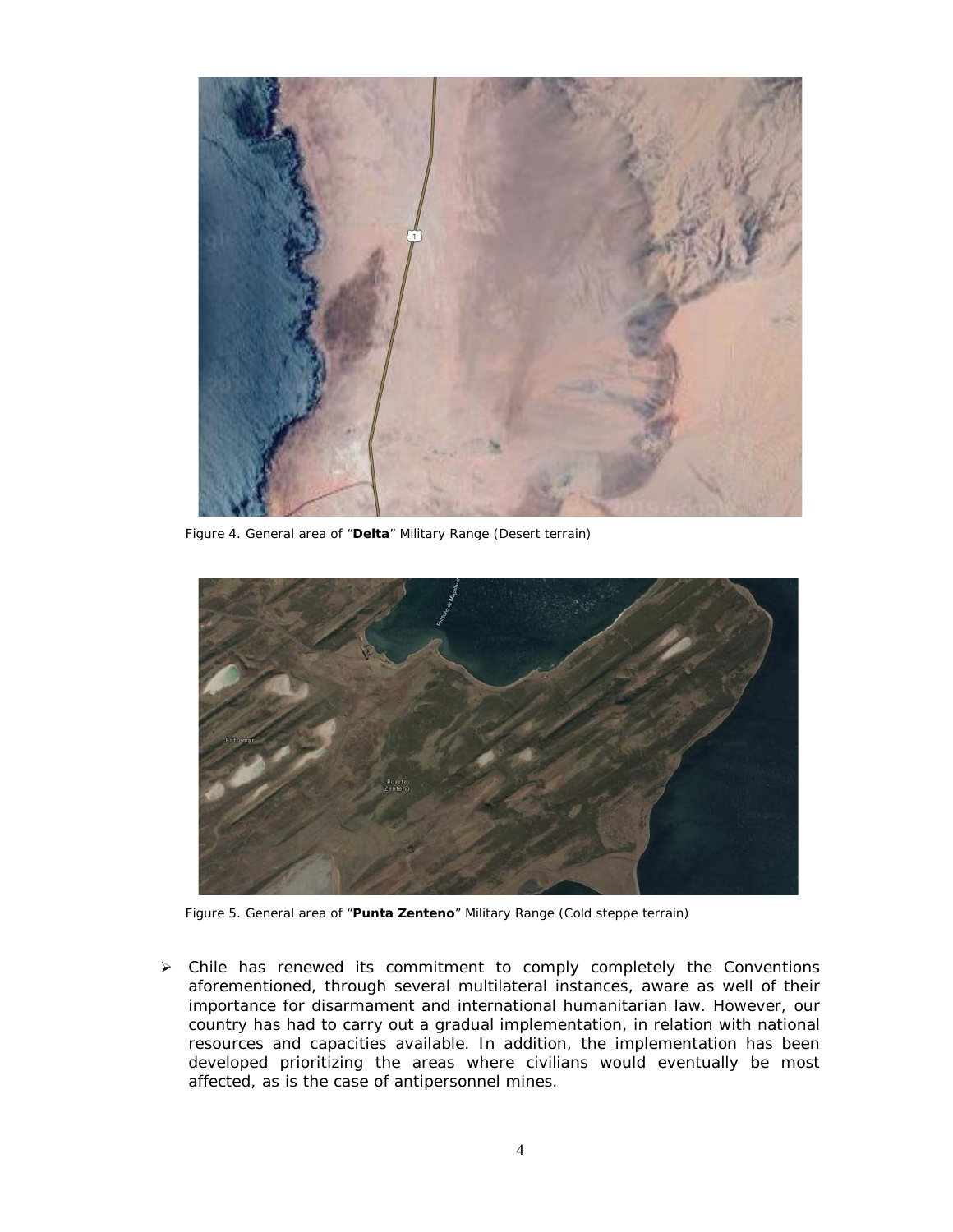Figure 4. General area of "**Delta**" Military Range (Desert terrain)

Figure 5. General area of "**Punta Zenteno**" Military Range (Cold steppe terrain)

- Chile has renewed its commitment to comply completely the Conventions aforementioned, through several multilateral instances, aware as well of their importance for disarmament and international humanitarian law. However, our country has had to carry out a gradual implementation, in relation with national resources and capacities available. In addition, the implementation has been developed prioritizing the areas where civilians would eventually be most affected, as is the case of antipersonnel mines.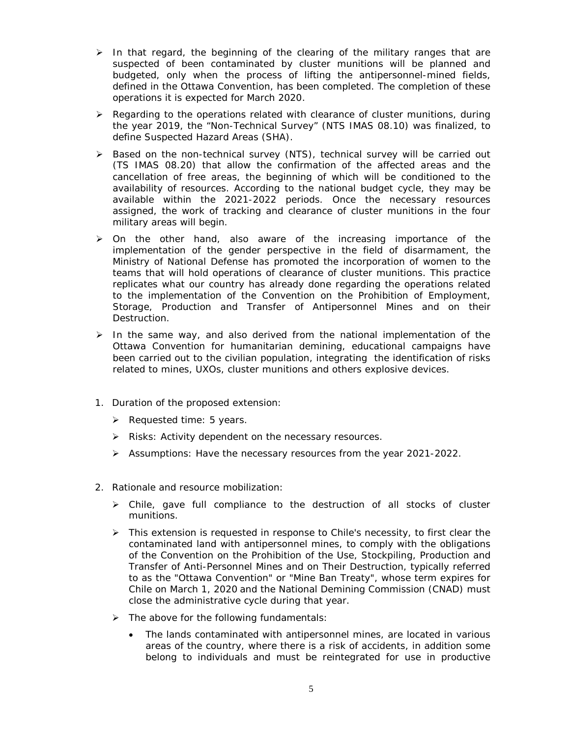- In that regard, the beginning of the clearing of the military ranges that are suspected of been contaminated by cluster munitions will be planned and budgeted, only when the process of lifting the antipersonnel-mined fields, defined in the Ottawa Convention, has been completed. The completion of these operations it is expected for March 2020.
- Regarding to the operations related with clearance of cluster munitions, during the year 2019, the "Non-Technical Survey" (NTS IMAS 08.10) was finalized, to define Suspected Hazard Areas (SHA).
- Based on the non-technical survey (NTS), technical survey will be carried out (TS IMAS 08.20) that allow the confirmation of the affected areas and the cancellation of free areas, the beginning of which will be conditioned to the availability of resources. According to the national budget cycle, they may be available within the 2021-2022 periods. Once the necessary resources assigned, the work of tracking and clearance of cluster munitions in the four military areas will begin.
- On the other hand, also aware of the increasing importance of the implementation of the gender perspective in the field of disarmament, the Ministry of National Defense has promoted the incorporation of women to the teams that will hold operations of clearance of cluster munitions. This practice replicates what our country has already done regarding the operations related to the implementation of the Convention on the Prohibition of Employment, Storage, Production and Transfer of Antipersonnel Mines and on their Destruction.
- In the same way, and also derived from the national implementation of the Ottawa Convention for humanitarian demining, educational campaigns have been carried out to the civilian population, integrating the identification of risks related to mines, UXOs, cluster munitions and others explosive devices.

1. Duration of the proposed extension:
   - Requested time: 5 years.
   - Risks: Activity dependent on the necessary resources.
   - Assumptions: Have the necessary resources from the year 2021-2022.

2. Rationale and resource mobilization:
   - Chile, gave full compliance to the destruction of all stocks of cluster munitions.
   - This extension is requested in response to Chile's necessity, to first clear the contaminated land with antipersonnel mines, to comply with the obligations of the Convention on the Prohibition of the Use, Stockpiling, Production and Transfer of Anti-Personnel Mines and on Their Destruction, typically referred to as the "Ottawa Convention" or "Mine Ban Treaty", whose term expires for Chile on March 1, 2020 and the National Demining Commission (CNAD) must close the administrative cycle during that year.
   - The above for the following fundamentals:
     - The lands contaminated with antipersonnel mines, are located in various areas of the country, where there is a risk of accidents, in addition some belong to individuals and must be reintegrated for use in productive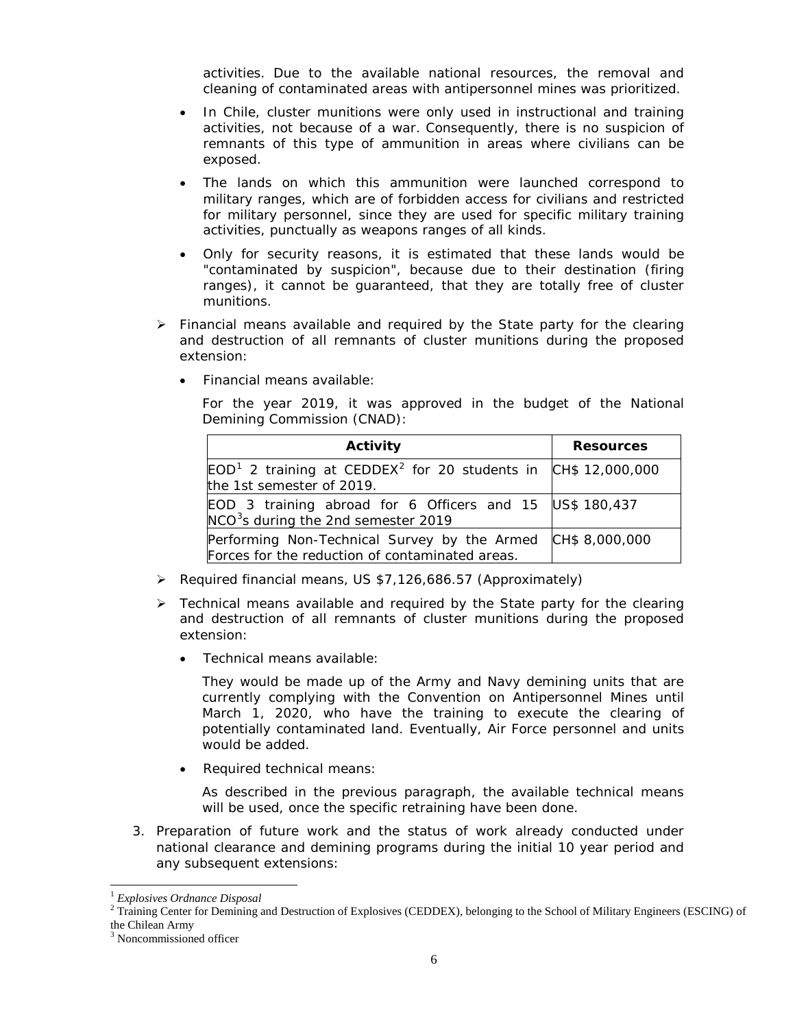activities. Due to the available national resources, the removal and cleaning of contaminated areas with antipersonnel mines was prioritized.

- In Chile, cluster munitions were only used in instructional and training activities, not because of a war. Consequently, there is no suspicion of remnants of this type of ammunition in areas where civilians can be exposed.
- The lands on which this ammunition were launched correspond to military ranges, which are of forbidden access for civilians and restricted for military personnel, since they are used for specific military training activities, punctually as weapons ranges of all kinds.
- Only for security reasons, it is estimated that these lands would be "contaminated by suspicion", because due to their destination (firing ranges), it cannot be guaranteed, that they are totally free of cluster munitions.

➢ Financial means available and required by the State party for the clearing and destruction of all remnants of cluster munitions during the proposed extension:

- Financial means available:

  For the year 2019, it was approved in the budget of the National Demining Commission (CNAD):

| Activity | Resources |
|---|---|
| EOD[1] 2 training at CEDDEX[2] for 20 students in the 1st semester of 2019. | CH$ 12,000,000 |
| EOD 3 training abroad for 6 Officers and 15 NCO[3]s during the 2nd semester 2019 | US$ 180,437 |
| Performing Non-Technical Survey by the Armed Forces for the reduction of contaminated areas. | CH$ 8,000,000 |

➢ Required financial means, US $7,126,686.57 (Approximately)

➢ Technical means available and required by the State party for the clearing and destruction of all remnants of cluster munitions during the proposed extension:

- Technical means available:

  They would be made up of the Army and Navy demining units that are currently complying with the Convention on Antipersonnel Mines until March 1, 2020, who have the training to execute the clearing of potentially contaminated land. Eventually, Air Force personnel and units would be added.

- Required technical means:

  As described in the previous paragraph, the available technical means will be used, once the specific retraining have been done.

3. Preparation of future work and the status of work already conducted under national clearance and demining programs during the initial 10 year period and any subsequent extensions:

---

[1] *Explosives Ordnance Disposal*

[2] Training Center for Demining and Destruction of Explosives (CEDDEX), belonging to the School of Military Engineers (ESCING) of the Chilean Army

[3] Noncommissioned officer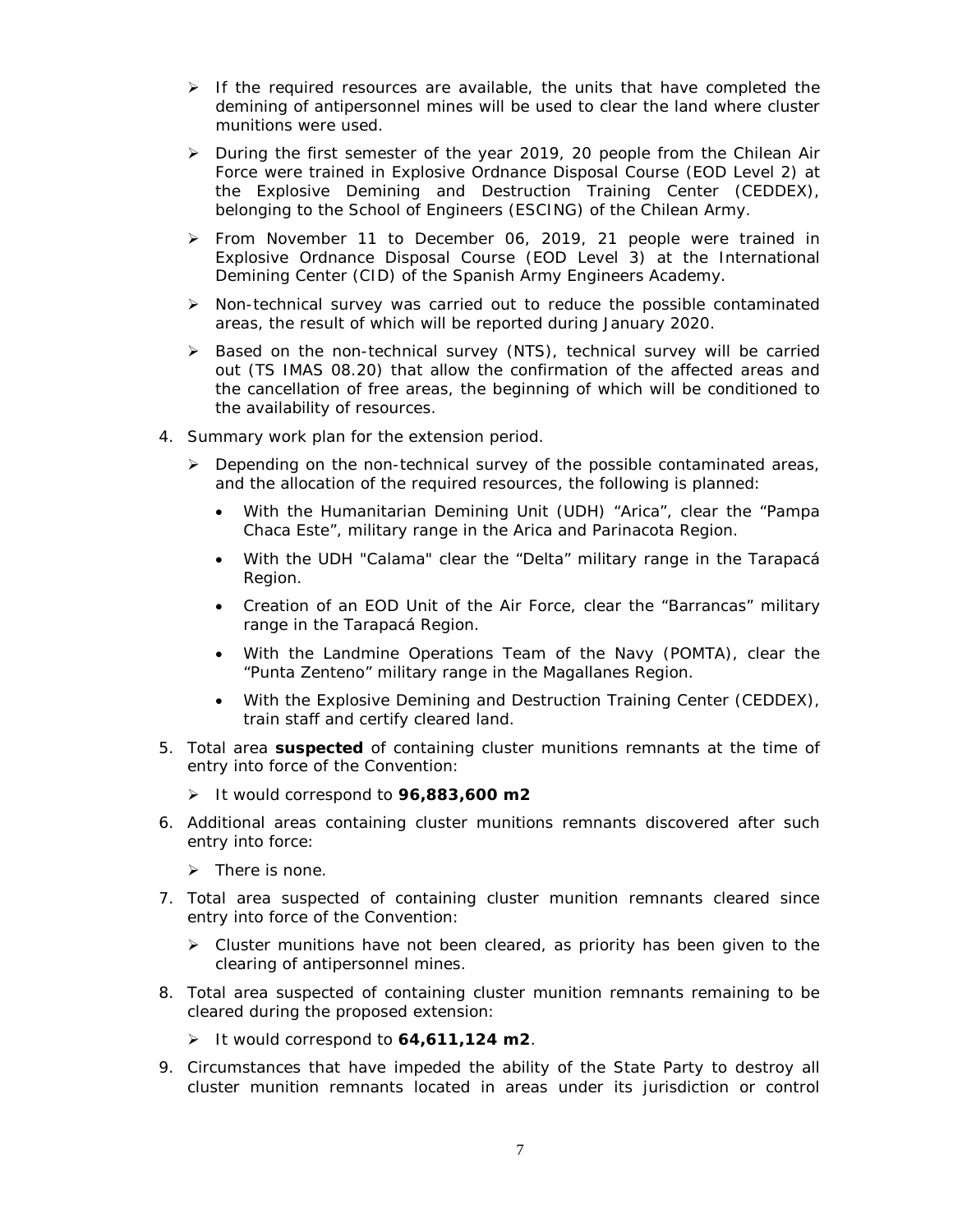- If the required resources are available, the units that have completed the demining of antipersonnel mines will be used to clear the land where cluster munitions were used.
- During the first semester of the year 2019, 20 people from the Chilean Air Force were trained in Explosive Ordnance Disposal Course (EOD Level 2) at the Explosive Demining and Destruction Training Center (CEDDEX), belonging to the School of Engineers (ESCING) of the Chilean Army.
- From November 11 to December 06, 2019, 21 people were trained in Explosive Ordnance Disposal Course (EOD Level 3) at the International Demining Center (CID) of the Spanish Army Engineers Academy.
- Non-technical survey was carried out to reduce the possible contaminated areas, the result of which will be reported during January 2020.
- Based on the non-technical survey (NTS), technical survey will be carried out (TS IMAS 08.20) that allow the confirmation of the affected areas and the cancellation of free areas, the beginning of which will be conditioned to the availability of resources.

4. Summary work plan for the extension period.
   - Depending on the non-technical survey of the possible contaminated areas, and the allocation of the required resources, the following is planned:
     - With the Humanitarian Demining Unit (UDH) "Arica", clear the "Pampa Chaca Este", military range in the Arica and Parinacota Region.
     - With the UDH "Calama" clear the "Delta" military range in the Tarapacá Region.
     - Creation of an EOD Unit of the Air Force, clear the "Barrancas" military range in the Tarapacá Region.
     - With the Landmine Operations Team of the Navy (POMTA), clear the "Punta Zenteno" military range in the Magallanes Region.
     - With the Explosive Demining and Destruction Training Center (CEDDEX), train staff and certify cleared land.
5. Total area **suspected** of containing cluster munitions remnants at the time of entry into force of the Convention:
   - It would correspond to **96,883,600 m2**
6. Additional areas containing cluster munitions remnants discovered after such entry into force:
   - There is none.
7. Total area suspected of containing cluster munition remnants cleared since entry into force of the Convention:
   - Cluster munitions have not been cleared, as priority has been given to the clearing of antipersonnel mines.
8. Total area suspected of containing cluster munition remnants remaining to be cleared during the proposed extension:
   - It would correspond to **64,611,124 m2**.
9. Circumstances that have impeded the ability of the State Party to destroy all cluster munition remnants located in areas under its jurisdiction or control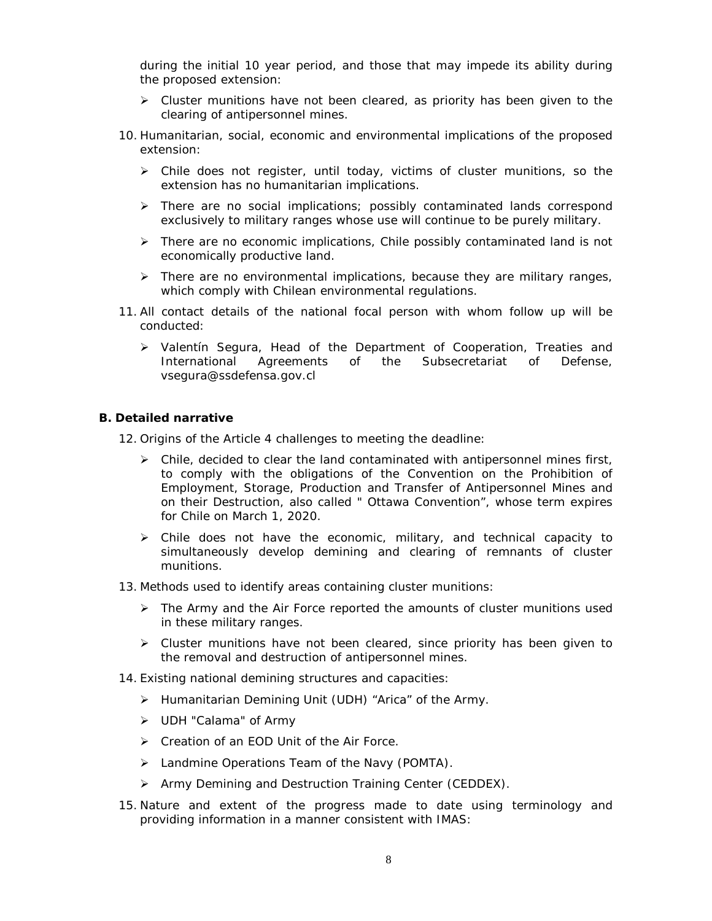during the initial 10 year period, and those that may impede its ability during the proposed extension:

- Cluster munitions have not been cleared, as priority has been given to the clearing of antipersonnel mines.

10. Humanitarian, social, economic and environmental implications of the proposed extension:

    - Chile does not register, until today, victims of cluster munitions, so the extension has no humanitarian implications.
    - There are no social implications; possibly contaminated lands correspond exclusively to military ranges whose use will continue to be purely military.
    - There are no economic implications, Chile possibly contaminated land is not economically productive land.
    - There are no environmental implications, because they are military ranges, which comply with Chilean environmental regulations.

11. All contact details of the national focal person with whom follow up will be conducted:

    - Valentín Segura, Head of the Department of Cooperation, Treaties and International Agreements of the Subsecretariat of Defense, vsegura@ssdefensa.gov.cl

**B. Detailed narrative**

12. Origins of the Article 4 challenges to meeting the deadline:

    - Chile, decided to clear the land contaminated with antipersonnel mines first, to comply with the obligations of the Convention on the Prohibition of Employment, Storage, Production and Transfer of Antipersonnel Mines and on their Destruction, also called " Ottawa Convention", whose term expires for Chile on March 1, 2020.
    - Chile does not have the economic, military, and technical capacity to simultaneously develop demining and clearing of remnants of cluster munitions.

13. Methods used to identify areas containing cluster munitions:

    - The Army and the Air Force reported the amounts of cluster munitions used in these military ranges.
    - Cluster munitions have not been cleared, since priority has been given to the removal and destruction of antipersonnel mines.

14. Existing national demining structures and capacities:

    - Humanitarian Demining Unit (UDH) "Arica" of the Army.
    - UDH "Calama" of Army
    - Creation of an EOD Unit of the Air Force.
    - Landmine Operations Team of the Navy (POMTA).
    - Army Demining and Destruction Training Center (CEDDEX).

15. Nature and extent of the progress made to date using terminology and providing information in a manner consistent with IMAS: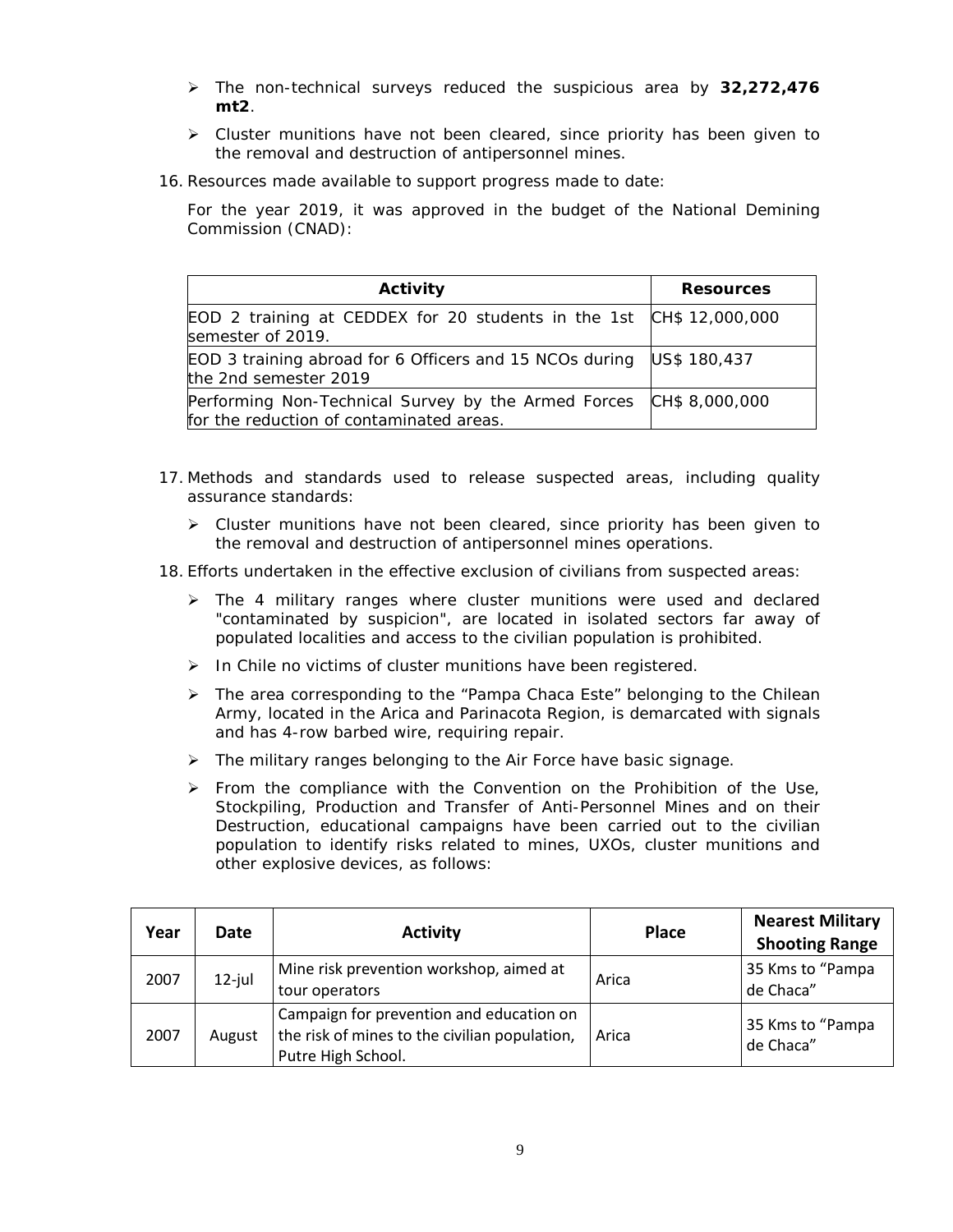- The non-technical surveys reduced the suspicious area by **32,272,476 mt2**.
- Cluster munitions have not been cleared, since priority has been given to the removal and destruction of antipersonnel mines.

16. Resources made available to support progress made to date:

For the year 2019, it was approved in the budget of the National Demining Commission (CNAD):

| Activity | Resources |
|---|---|
| EOD 2 training at CEDDEX for 20 students in the 1st semester of 2019. | CH$ 12,000,000 |
| EOD 3 training abroad for 6 Officers and 15 NCOs during the 2nd semester 2019 | US$ 180,437 |
| Performing Non-Technical Survey by the Armed Forces for the reduction of contaminated areas. | CH$ 8,000,000 |

17. Methods and standards used to release suspected areas, including quality assurance standards:
    - Cluster munitions have not been cleared, since priority has been given to the removal and destruction of antipersonnel mines operations.

18. Efforts undertaken in the effective exclusion of civilians from suspected areas:
    - The 4 military ranges where cluster munitions were used and declared "contaminated by suspicion", are located in isolated sectors far away of populated localities and access to the civilian population is prohibited.
    - In Chile no victims of cluster munitions have been registered.
    - The area corresponding to the "Pampa Chaca Este" belonging to the Chilean Army, located in the Arica and Parinacota Region, is demarcated with signals and has 4-row barbed wire, requiring repair.
    - The military ranges belonging to the Air Force have basic signage.
    - From the compliance with the Convention on the Prohibition of the Use, Stockpiling, Production and Transfer of Anti-Personnel Mines and on their Destruction, educational campaigns have been carried out to the civilian population to identify risks related to mines, UXOs, cluster munitions and other explosive devices, as follows:

| Year | Date | Activity | Place | Nearest Military Shooting Range |
|---|---|---|---|---|
| 2007 | 12-jul | Mine risk prevention workshop, aimed at tour operators | Arica | 35 Kms to "Pampa de Chaca" |
| 2007 | August | Campaign for prevention and education on the risk of mines to the civilian population, Putre High School. | Arica | 35 Kms to "Pampa de Chaca" |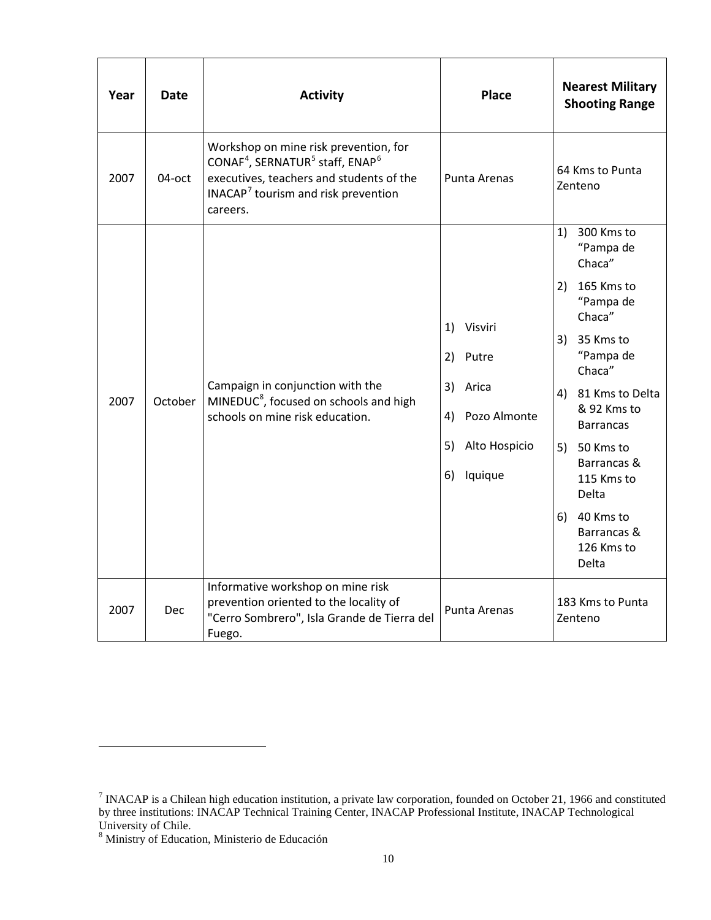| Year | Date | Activity | Place | Nearest Military Shooting Range |
|---|---|---|---|---|
| 2007 | 04-oct | Workshop on mine risk prevention, for CONAF[4], SERNATUR[5] staff, ENAP[6] executives, teachers and students of the INACAP[7] tourism and risk prevention careers. | Punta Arenas | 64 Kms to Punta Zenteno |
| 2007 | October | Campaign in conjunction with the MINEDUC[8], focused on schools and high schools on mine risk education. | 1) Visviri<br>2) Putre<br>3) Arica<br>4) Pozo Almonte<br>5) Alto Hospicio<br>6) Iquique | 1) 300 Kms to "Pampa de Chaca"<br>2) 165 Kms to "Pampa de Chaca"<br>3) 35 Kms to "Pampa de Chaca"<br>4) 81 Kms to Delta & 92 Kms to Barrancas<br>5) 50 Kms to Barrancas & 115 Kms to Delta<br>6) 40 Kms to Barrancas & 126 Kms to Delta |
| 2007 | Dec | Informative workshop on mine risk prevention oriented to the locality of "Cerro Sombrero", Isla Grande de Tierra del Fuego. | Punta Arenas | 183 Kms to Punta Zenteno |

[7] INACAP is a Chilean high education institution, a private law corporation, founded on October 21, 1966 and constituted by three institutions: INACAP Technical Training Center, INACAP Professional Institute, INACAP Technological University of Chile.

[8] Ministry of Education, Ministerio de Educación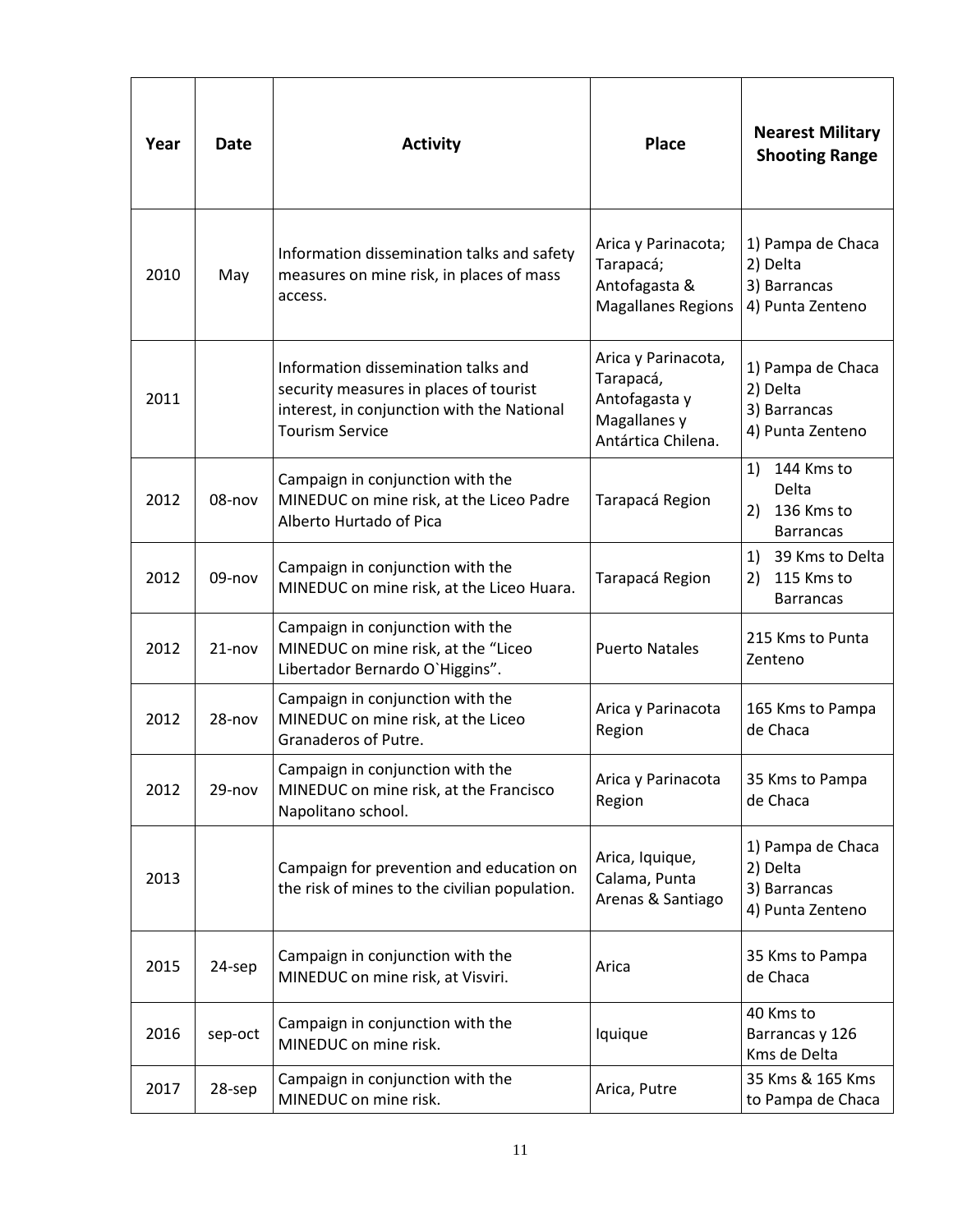| Year | Date | Activity | Place | Nearest Military Shooting Range |
|---|---|---|---|---|
| 2010 | May | Information dissemination talks and safety measures on mine risk, in places of mass access. | Arica y Parinacota; Tarapacá; Antofagasta & Magallanes Regions | 1) Pampa de Chaca 2) Delta 3) Barrancas 4) Punta Zenteno |
| 2011 | | Information dissemination talks and security measures in places of tourist interest, in conjunction with the National Tourism Service | Arica y Parinacota, Tarapacá, Antofagasta y Magallanes y Antártica Chilena. | 1) Pampa de Chaca 2) Delta 3) Barrancas 4) Punta Zenteno |
| 2012 | 08-nov | Campaign in conjunction with the MINEDUC on mine risk, at the Liceo Padre Alberto Hurtado of Pica | Tarapacá Region | 1) 144 Kms to Delta 2) 136 Kms to Barrancas |
| 2012 | 09-nov | Campaign in conjunction with the MINEDUC on mine risk, at the Liceo Huara. | Tarapacá Region | 1) 39 Kms to Delta 2) 115 Kms to Barrancas |
| 2012 | 21-nov | Campaign in conjunction with the MINEDUC on mine risk, at the "Liceo Libertador Bernardo O`Higgins". | Puerto Natales | 215 Kms to Punta Zenteno |
| 2012 | 28-nov | Campaign in conjunction with the MINEDUC on mine risk, at the Liceo Granaderos of Putre. | Arica y Parinacota Region | 165 Kms to Pampa de Chaca |
| 2012 | 29-nov | Campaign in conjunction with the MINEDUC on mine risk, at the Francisco Napolitano school. | Arica y Parinacota Region | 35 Kms to Pampa de Chaca |
| 2013 | | Campaign for prevention and education on the risk of mines to the civilian population. | Arica, Iquique, Calama, Punta Arenas & Santiago | 1) Pampa de Chaca 2) Delta 3) Barrancas 4) Punta Zenteno |
| 2015 | 24-sep | Campaign in conjunction with the MINEDUC on mine risk, at Visviri. | Arica | 35 Kms to Pampa de Chaca |
| 2016 | sep-oct | Campaign in conjunction with the MINEDUC on mine risk. | Iquique | 40 Kms to Barrancas y 126 Kms de Delta |
| 2017 | 28-sep | Campaign in conjunction with the MINEDUC on mine risk. | Arica, Putre | 35 Kms & 165 Kms to Pampa de Chaca |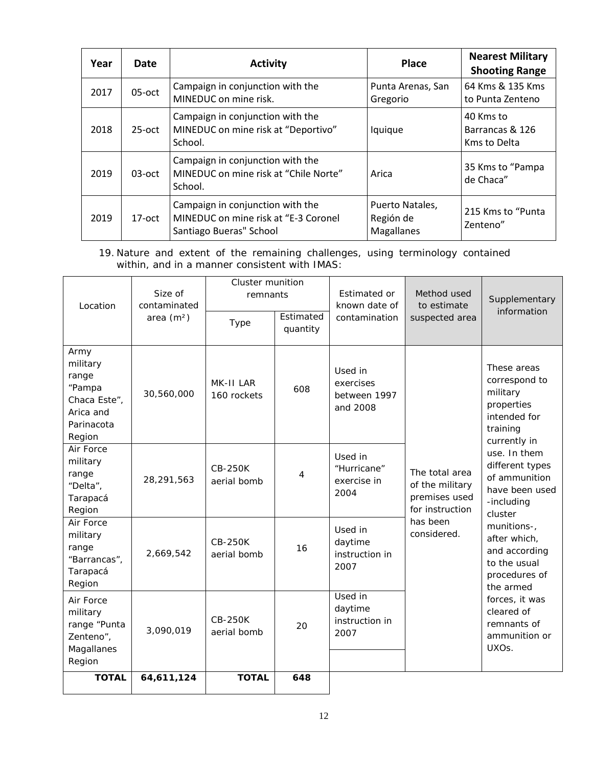| Year | Date | Activity | Place | Nearest Military Shooting Range |
|---|---|---|---|---|
| 2017 | 05-oct | Campaign in conjunction with the MINEDUC on mine risk. | Punta Arenas, San Gregorio | 64 Kms & 135 Kms to Punta Zenteno |
| 2018 | 25-oct | Campaign in conjunction with the MINEDUC on mine risk at "Deportivo" School. | Iquique | 40 Kms to Barrancas & 126 Kms to Delta |
| 2019 | 03-oct | Campaign in conjunction with the MINEDUC on mine risk at "Chile Norte" School. | Arica | 35 Kms to "Pampa de Chaca" |
| 2019 | 17-oct | Campaign in conjunction with the MINEDUC on mine risk at "E-3 Coronel Santiago Bueras" School | Puerto Natales, Región de Magallanes | 215 Kms to "Punta Zenteno" |

19. Nature and extent of the remaining challenges, using terminology contained within, and in a manner consistent with IMAS:

| Location | Size of contaminated area (m²) | Cluster munition remnants | | Estimated or known date of contamination | Method used to estimate suspected area | Supplementary information |
|---|---|---|---|---|---|---|
| | | Type | Estimated quantity | | | |
| Army military range "Pampa Chaca Este", Arica and Parinacota Region | 30,560,000 | MK-II LAR 160 rockets | 608 | Used in exercises between 1997 and 2008 | The total area of the military premises used for instruction has been considered. | These areas correspond to military properties intended for training currently in use. In them different types of ammunition have been used -including cluster munitions-, after which, and according to the usual procedures of the armed forces, it was cleared of remnants of ammunition or UXOs. |
| Air Force military range "Delta", Tarapacá Region | 28,291,563 | CB-250K aerial bomb | 4 | Used in "Hurricane" exercise in 2004 | | |
| Air Force military range "Barrancas", Tarapacá Region | 2,669,542 | CB-250K aerial bomb | 16 | Used in daytime instruction in 2007 | | |
| Air Force military range "Punta Zenteno", Magallanes Region | 3,090,019 | CB-250K aerial bomb | 20 | Used in daytime instruction in 2007 | | |
| **TOTAL** | **64,611,124** | **TOTAL** | **648** | | | |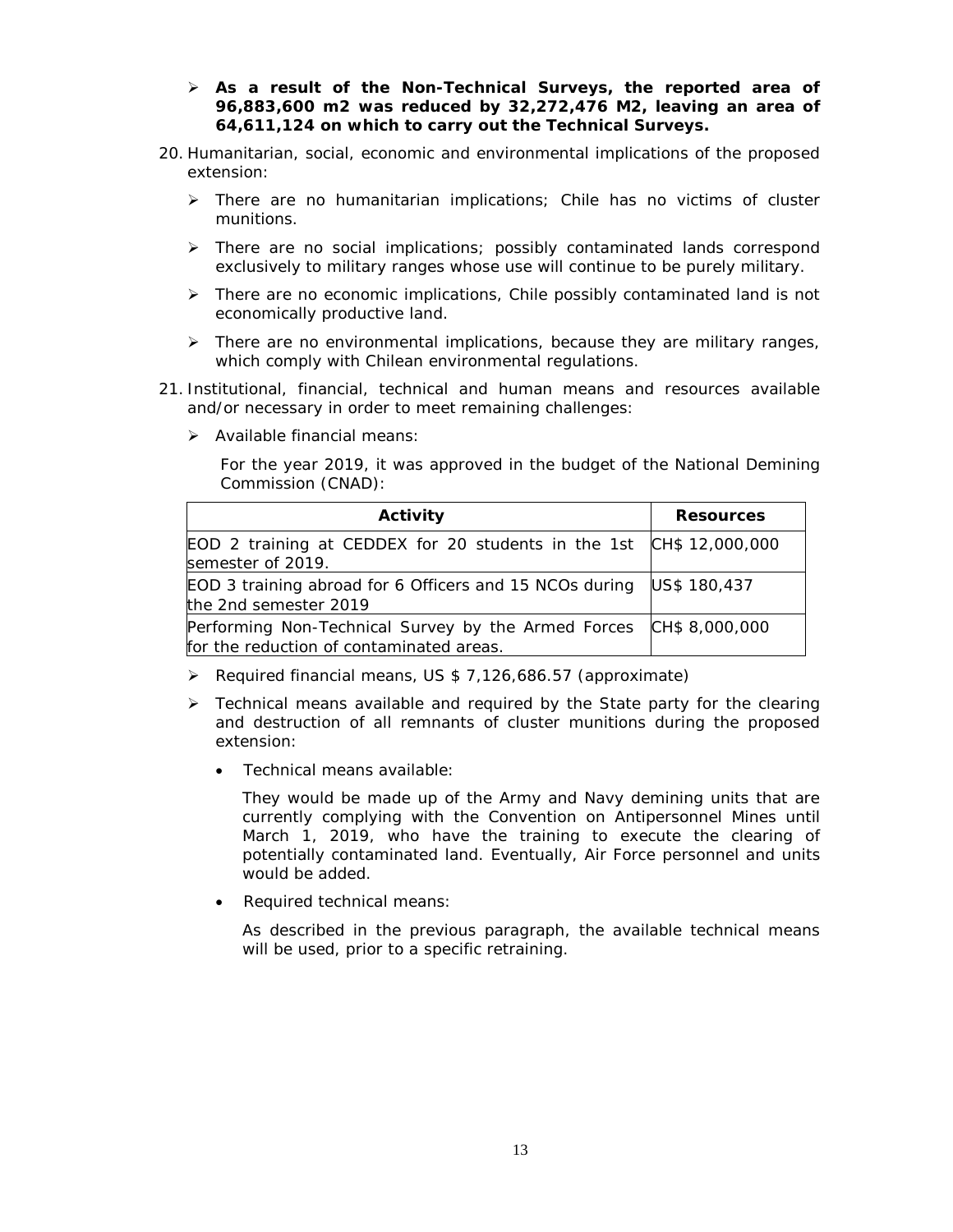- **As a result of the Non-Technical Surveys, the reported area of 96,883,600 m2 was reduced by 32,272,476 M2, leaving an area of 64,611,124 on which to carry out the Technical Surveys.**

20. Humanitarian, social, economic and environmental implications of the proposed extension:

    - There are no humanitarian implications; Chile has no victims of cluster munitions.
    - There are no social implications; possibly contaminated lands correspond exclusively to military ranges whose use will continue to be purely military.
    - There are no economic implications, Chile possibly contaminated land is not economically productive land.
    - There are no environmental implications, because they are military ranges, which comply with Chilean environmental regulations.

21. Institutional, financial, technical and human means and resources available and/or necessary in order to meet remaining challenges:

    - Available financial means:

      For the year 2019, it was approved in the budget of the National Demining Commission (CNAD):

| Activity | Resources |
|---|---|
| EOD 2 training at CEDDEX for 20 students in the 1st semester of 2019. | CH$ 12,000,000 |
| EOD 3 training abroad for 6 Officers and 15 NCOs during the 2nd semester 2019 | US$ 180,437 |
| Performing Non-Technical Survey by the Armed Forces for the reduction of contaminated areas. | CH$ 8,000,000 |

- Required financial means, US $ 7,126,686.57 (approximate)
- Technical means available and required by the State party for the clearing and destruction of all remnants of cluster munitions during the proposed extension:
    - Technical means available:

      They would be made up of the Army and Navy demining units that are currently complying with the Convention on Antipersonnel Mines until March 1, 2019, who have the training to execute the clearing of potentially contaminated land. Eventually, Air Force personnel and units would be added.

    - Required technical means:

      As described in the previous paragraph, the available technical means will be used, prior to a specific retraining.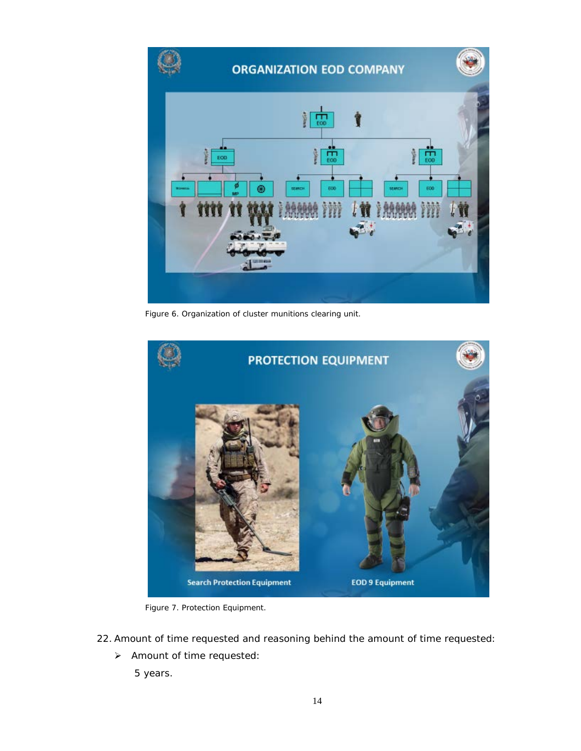Figure 6. Organization of cluster munitions clearing unit.

Figure 7. Protection Equipment.

22. Amount of time requested and reasoning behind the amount of time requested:
    - Amount of time requested:

      5 years.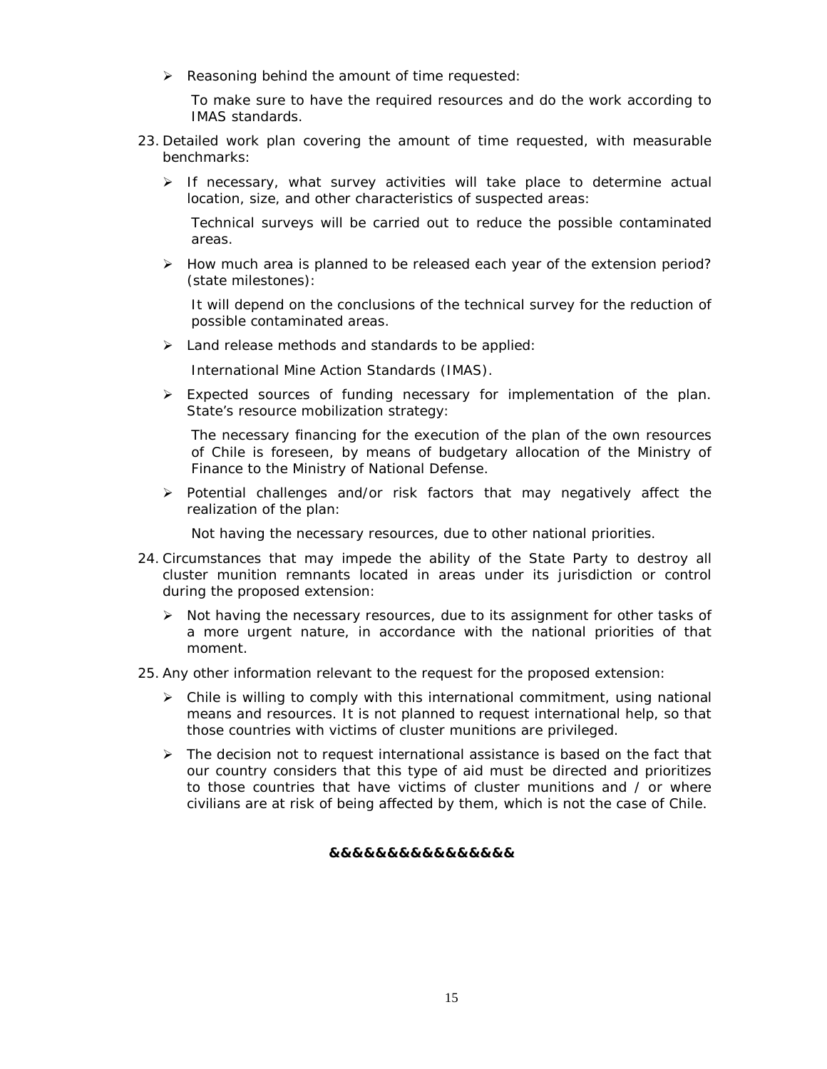- Reasoning behind the amount of time requested:

  To make sure to have the required resources and do the work according to IMAS standards.

23. Detailed work plan covering the amount of time requested, with measurable benchmarks:

    - If necessary, what survey activities will take place to determine actual location, size, and other characteristics of suspected areas:

      Technical surveys will be carried out to reduce the possible contaminated areas.

    - How much area is planned to be released each year of the extension period? (state milestones):

      It will depend on the conclusions of the technical survey for the reduction of possible contaminated areas.

    - Land release methods and standards to be applied:

      International Mine Action Standards (IMAS).

    - Expected sources of funding necessary for implementation of the plan. State's resource mobilization strategy:

      The necessary financing for the execution of the plan of the own resources of Chile is foreseen, by means of budgetary allocation of the Ministry of Finance to the Ministry of National Defense.

    - Potential challenges and/or risk factors that may negatively affect the realization of the plan:

      Not having the necessary resources, due to other national priorities.

24. Circumstances that may impede the ability of the State Party to destroy all cluster munition remnants located in areas under its jurisdiction or control during the proposed extension:

    - Not having the necessary resources, due to its assignment for other tasks of a more urgent nature, in accordance with the national priorities of that moment.

25. Any other information relevant to the request for the proposed extension:

    - Chile is willing to comply with this international commitment, using national means and resources. It is not planned to request international help, so that those countries with victims of cluster munitions are privileged.

    - The decision not to request international assistance is based on the fact that our country considers that this type of aid must be directed and prioritizes to those countries that have victims of cluster munitions and / or where civilians are at risk of being affected by them, which is not the case of Chile.

**&&&&&&&&&&&&&&&**